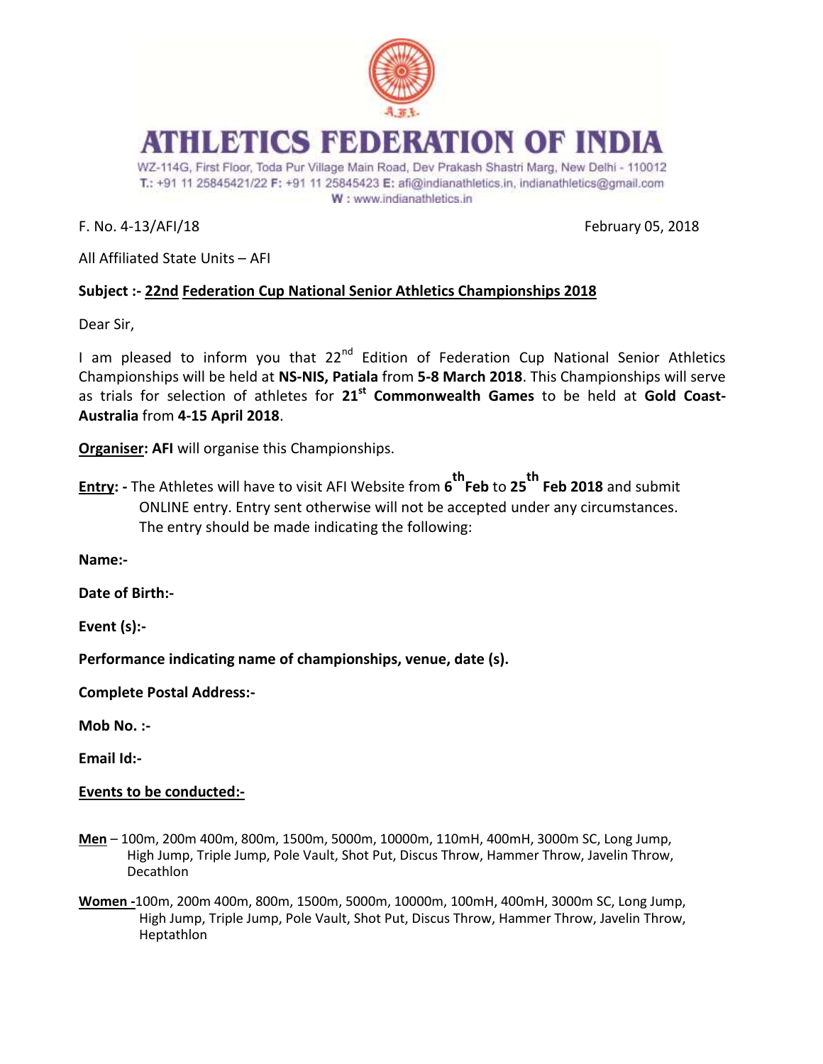# ATHLETICS FEDERATION OF INDIA

WZ-114G, First Floor, Toda Pur Village Main Road, Dev Prakash Shastri Marg, New Delhi - 110012
**T.:** +91 11 25845421/22 **F:** +91 11 25845423 **E:** afi@indianathletics.in, indianathletics@gmail.com
**W :** www.indianathletics.in

F. No. 4-13/AFI/18 February 05, 2018

All Affiliated State Units – AFI

**Subject :- 22nd Federation Cup National Senior Athletics Championships 2018**

Dear Sir,

I am pleased to inform you that 22nd Edition of Federation Cup National Senior Athletics Championships will be held at **NS-NIS, Patiala** from **5-8 March 2018**. This Championships will serve as trials for selection of athletes for **21st Commonwealth Games** to be held at **Gold Coast-Australia** from **4-15 April 2018**.

**Organiser: AFI** will organise this Championships.

**Entry: -** The Athletes will have to visit AFI Website from **6th Feb** to **25th Feb 2018** and submit ONLINE entry. Entry sent otherwise will not be accepted under any circumstances. The entry should be made indicating the following:

**Name:-**

**Date of Birth:-**

**Event (s):-**

**Performance indicating name of championships, venue, date (s).**

**Complete Postal Address:-**

**Mob No. :-**

**Email Id:-**

**Events to be conducted:-**

**Men** – 100m, 200m 400m, 800m, 1500m, 5000m, 10000m, 110mH, 400mH, 3000m SC, Long Jump, High Jump, Triple Jump, Pole Vault, Shot Put, Discus Throw, Hammer Throw, Javelin Throw, Decathlon

**Women -** 100m, 200m 400m, 800m, 1500m, 5000m, 10000m, 100mH, 400mH, 3000m SC, Long Jump, High Jump, Triple Jump, Pole Vault, Shot Put, Discus Throw, Hammer Throw, Javelin Throw, Heptathlon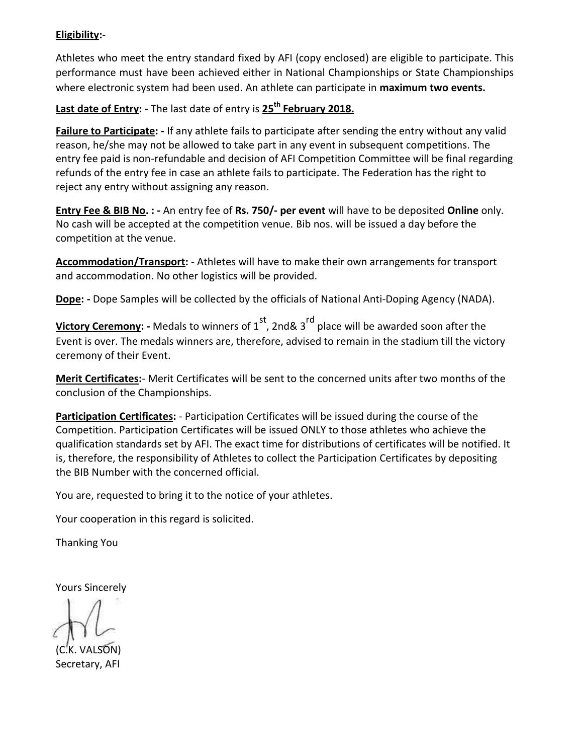**Eligibility:**-

Athletes who meet the entry standard fixed by AFI (copy enclosed) are eligible to participate. This performance must have been achieved either in National Championships or State Championships where electronic system had been used. An athlete can participate in **maximum two events.**

**Last date of Entry: -** The last date of entry is **25th February 2018.**

**Failure to Participate: -** If any athlete fails to participate after sending the entry without any valid reason, he/she may not be allowed to take part in any event in subsequent competitions. The entry fee paid is non-refundable and decision of AFI Competition Committee will be final regarding refunds of the entry fee in case an athlete fails to participate. The Federation has the right to reject any entry without assigning any reason.

**Entry Fee & BIB No. : -** An entry fee of **Rs. 750/- per event** will have to be deposited **Online** only. No cash will be accepted at the competition venue. Bib nos. will be issued a day before the competition at the venue.

**Accommodation/Transport:** - Athletes will have to make their own arrangements for transport and accommodation. No other logistics will be provided.

**Dope: -** Dope Samples will be collected by the officials of National Anti-Doping Agency (NADA).

**Victory Ceremony: -** Medals to winners of 1st, 2nd& 3rd place will be awarded soon after the Event is over. The medals winners are, therefore, advised to remain in the stadium till the victory ceremony of their Event.

**Merit Certificates:**- Merit Certificates will be sent to the concerned units after two months of the conclusion of the Championships.

**Participation Certificates:** - Participation Certificates will be issued during the course of the Competition. Participation Certificates will be issued ONLY to those athletes who achieve the qualification standards set by AFI. The exact time for distributions of certificates will be notified. It is, therefore, the responsibility of Athletes to collect the Participation Certificates by depositing the BIB Number with the concerned official.

You are, requested to bring it to the notice of your athletes.

Your cooperation in this regard is solicited.

Thanking You

Yours Sincerely

(C.K. VALSON)
Secretary, AFI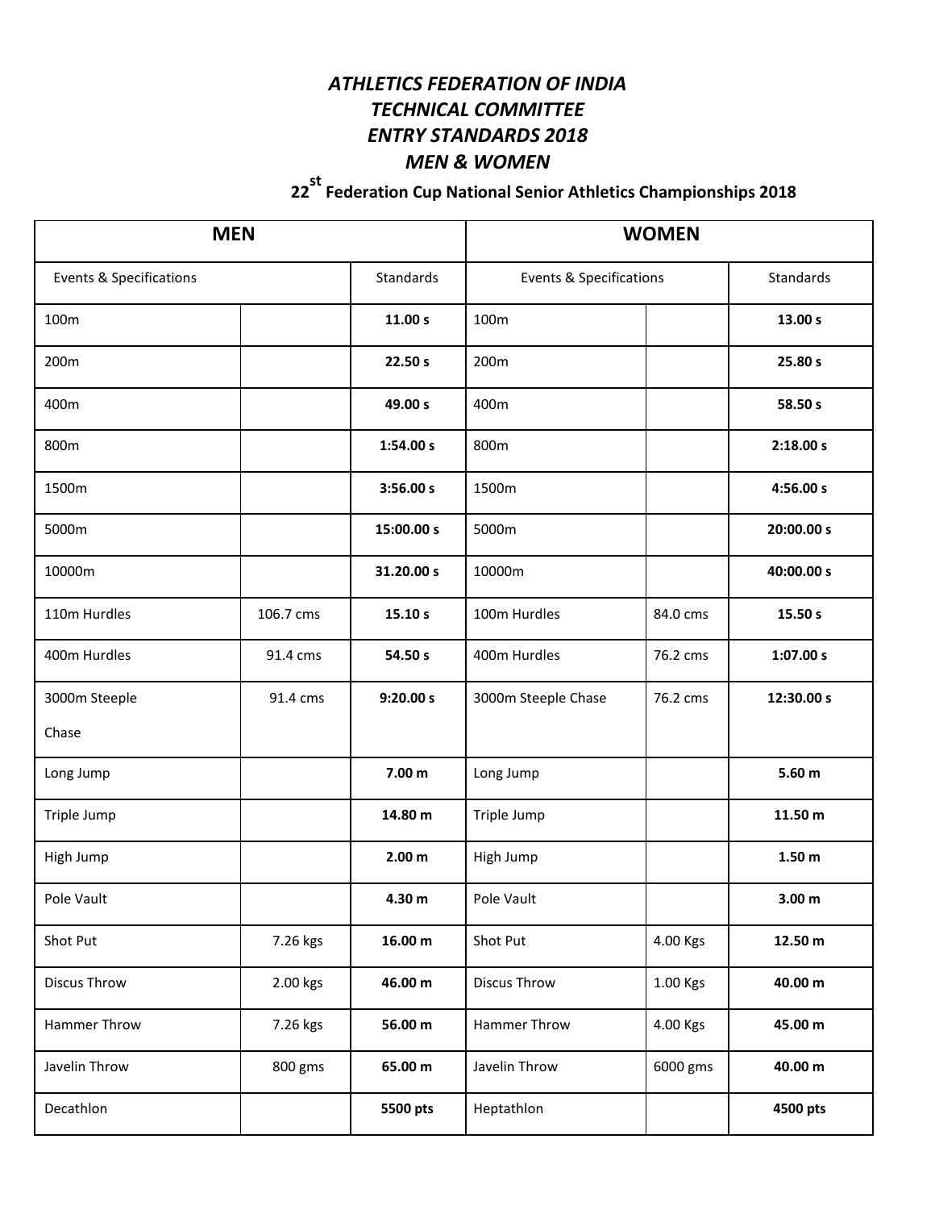# *ATHLETICS FEDERATION OF INDIA*
# *TECHNICAL COMMITTEE*
# *ENTRY STANDARDS 2018*
# *MEN & WOMEN*

## 22st Federation Cup National Senior Athletics Championships 2018

| MEN | | | WOMEN | | |
|---|---|---|---|---|---|
| Events & Specifications | | Standards | Events & Specifications | | Standards |
| 100m | | **11.00 s** | 100m | | **13.00 s** |
| 200m | | **22.50 s** | 200m | | **25.80 s** |
| 400m | | **49.00 s** | 400m | | **58.50 s** |
| 800m | | **1:54.00 s** | 800m | | **2:18.00 s** |
| 1500m | | **3:56.00 s** | 1500m | | **4:56.00 s** |
| 5000m | | **15:00.00 s** | 5000m | | **20:00.00 s** |
| 10000m | | **31.20.00 s** | 10000m | | **40:00.00 s** |
| 110m Hurdles | 106.7 cms | **15.10 s** | 100m Hurdles | 84.0 cms | **15.50 s** |
| 400m Hurdles | 91.4 cms | **54.50 s** | 400m Hurdles | 76.2 cms | **1:07.00 s** |
| 3000m Steeple Chase | 91.4 cms | **9:20.00 s** | 3000m Steeple Chase | 76.2 cms | **12:30.00 s** |
| Long Jump | | **7.00 m** | Long Jump | | **5.60 m** |
| Triple Jump | | **14.80 m** | Triple Jump | | **11.50 m** |
| High Jump | | **2.00 m** | High Jump | | **1.50 m** |
| Pole Vault | | **4.30 m** | Pole Vault | | **3.00 m** |
| Shot Put | 7.26 kgs | **16.00 m** | Shot Put | 4.00 Kgs | **12.50 m** |
| Discus Throw | 2.00 kgs | **46.00 m** | Discus Throw | 1.00 Kgs | **40.00 m** |
| Hammer Throw | 7.26 kgs | **56.00 m** | Hammer Throw | 4.00 Kgs | **45.00 m** |
| Javelin Throw | 800 gms | **65.00 m** | Javelin Throw | 6000 gms | **40.00 m** |
| Decathlon | | **5500 pts** | Heptathlon | | **4500 pts** |